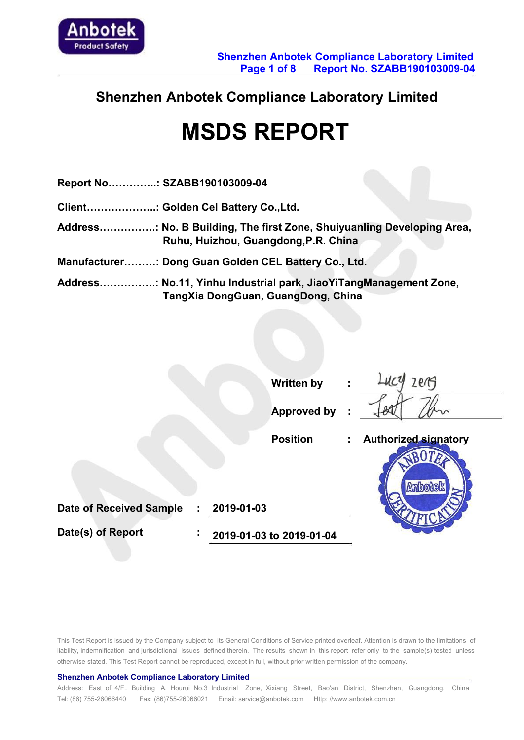# Shenzhen Anbotek Compliance Laboratory Limited

# MSDS REPORT

**Report No.............: SZABB190103009-04**

**Client..................: Golden Cel Battery Co.,Ltd.**

**Address...............: No. B Building, The first Zone, Shuiyuanling Developing Area, Ruhu, Huizhou, Guangdong,P.R. China**

**Manufacturer.........: Dong Guan Golden CEL Battery Co., Ltd.**

**Address...............: No.11, Yinhu Industrial park, JiaoYiTangManagement Zone, TangXia DongGuan, GuangDong, China**

**Written by :** Lucy zeng

**Approved by :** Test Zhu

**Position : Authorized signatory**

**Date of Received Sample : 2019-01-03**

**Date(s) of Report : 2019-01-03 to 2019-01-04**

This Test Report is issued by the Company subject to its General Conditions of Service printed overleaf. Attention is drawn to the limitations of liability, indemnification and jurisdictional issues defined therein. The results shown in this report refer only to the sample(s) tested unless otherwise stated. This Test Report cannot be reproduced, except in full, without prior written permission of the company.

**Shenzhen Anbotek Compliance Laboratory Limited**

Address: East of 4/F., Building A, Hourui No.3 Industrial Zone, Xixiang Street, Bao'an District, Shenzhen, Guangdong, China
Tel: (86) 755-26066440 Fax: (86)755-26066021 Email: service@anbotek.com Http: //www.anbotek.com.cn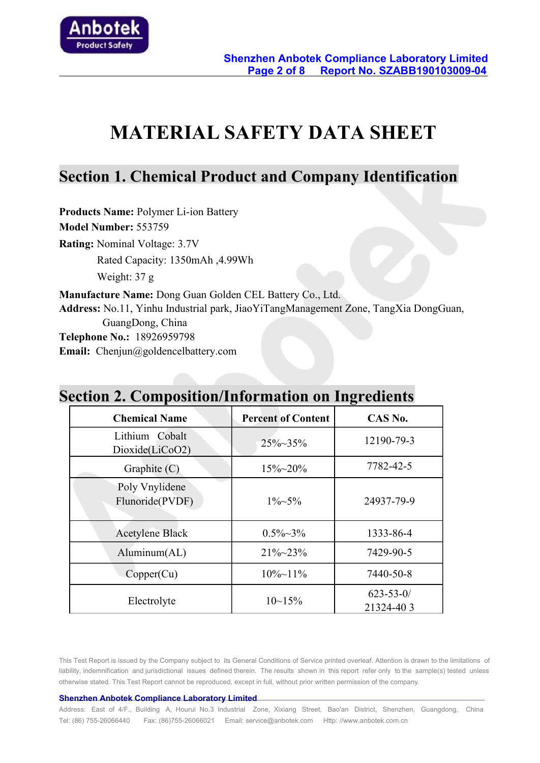# MATERIAL SAFETY DATA SHEET

## Section 1. Chemical Product and Company Identification

**Products Name:** Polymer Li-ion Battery

**Model Number:** 553759

**Rating:** Nominal Voltage: 3.7V

Rated Capacity: 1350mAh ,4.99Wh

Weight: 37 g

**Manufacture Name:** Dong Guan Golden CEL Battery Co., Ltd.

**Address:** No.11, Yinhu Industrial park, JiaoYiTangManagement Zone, TangXia DongGuan, GuangDong, China

**Telephone No.:** 18926959798

**Email:** Chenjun@goldencelbattery.com

## Section 2. Composition/Information on Ingredients

| Chemical Name | Percent of Content | CAS No. |
|---|---|---|
| Lithium Cobalt Dioxide($LiCoO_2$) | 25%~35% | 12190-79-3 |
| Graphite (C) | 15%~20% | 7782-42-5 |
| Poly Vnylidene Flunoride(PVDF) | 1%~5% | 24937-79-9 |
| Acetylene Black | 0.5%~3% | 1333-86-4 |
| Aluminum(AL) | 21%~23% | 7429-90-5 |
| Copper(Cu) | 10%~11% | 7440-50-8 |
| Electrolyte | 10~15% | 623-53-0/ 21324-40 3 |

This Test Report is issued by the Company subject to its General Conditions of Service printed overleaf. Attention is drawn to the limitations of liability, indemnification and jurisdictional issues defined therein. The results shown in this report refer only to the sample(s) tested unless otherwise stated. This Test Report cannot be reproduced, except in full, without prior written permission of the company.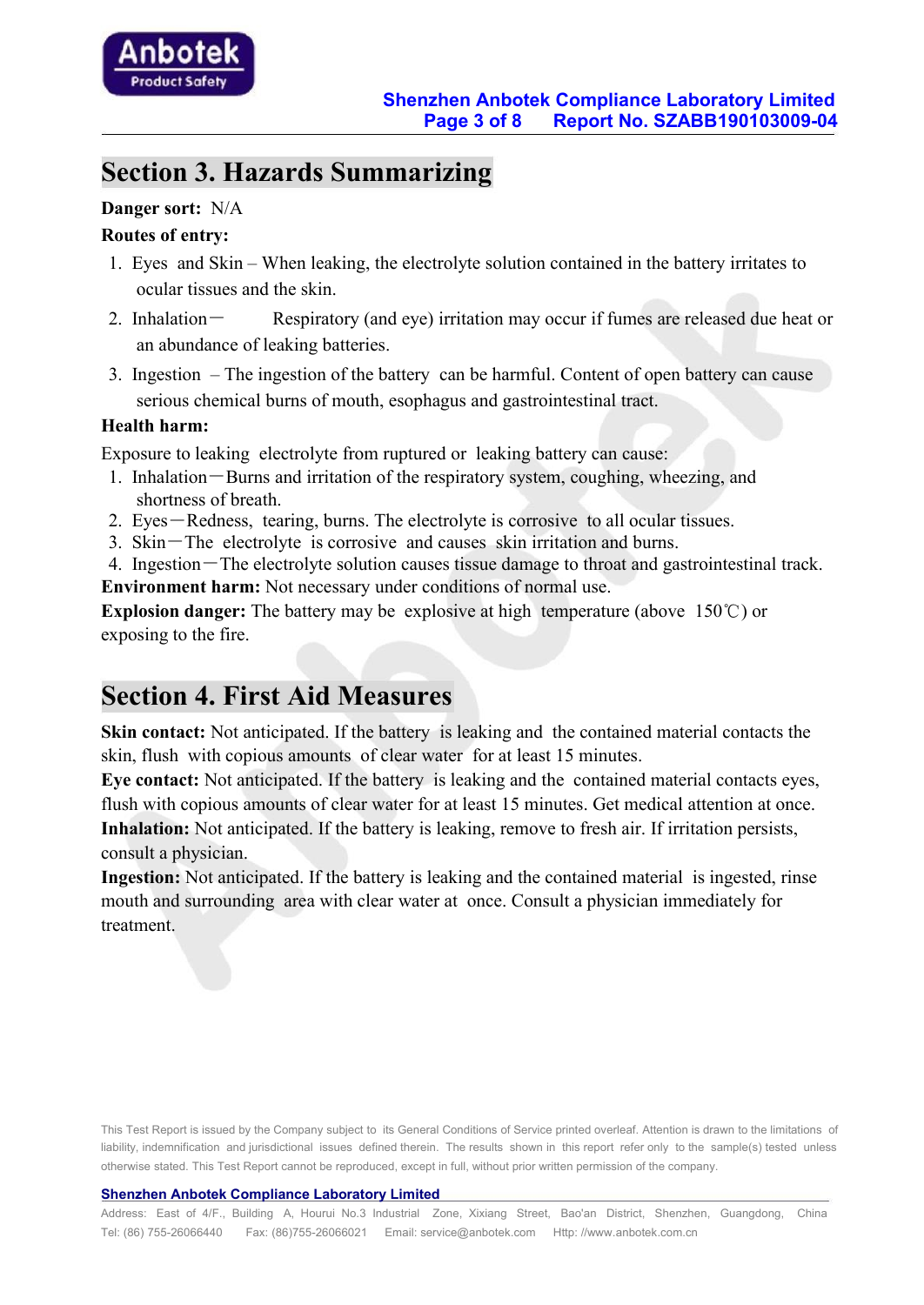## Section 3. Hazards Summarizing

**Danger sort:** N/A

**Routes of entry:**

1. Eyes and Skin – When leaking, the electrolyte solution contained in the battery irritates to ocular tissues and the skin.
2. Inhalation－ Respiratory (and eye) irritation may occur if fumes are released due heat or an abundance of leaking batteries.
3. Ingestion – The ingestion of the battery can be harmful. Content of open battery can cause serious chemical burns of mouth, esophagus and gastrointestinal tract.

**Health harm:**

Exposure to leaking electrolyte from ruptured or leaking battery can cause:

1. Inhalation－Burns and irritation of the respiratory system, coughing, wheezing, and shortness of breath.
2. Eyes－Redness, tearing, burns. The electrolyte is corrosive to all ocular tissues.
3. Skin－The electrolyte is corrosive and causes skin irritation and burns.
4. Ingestion－The electrolyte solution causes tissue damage to throat and gastrointestinal track.

**Environment harm:** Not necessary under conditions of normal use.

**Explosion danger:** The battery may be explosive at high temperature (above 150℃) or exposing to the fire.

## Section 4. First Aid Measures

**Skin contact:** Not anticipated. If the battery is leaking and the contained material contacts the skin, flush with copious amounts of clear water for at least 15 minutes.

**Eye contact:** Not anticipated. If the battery is leaking and the contained material contacts eyes, flush with copious amounts of clear water for at least 15 minutes. Get medical attention at once.

**Inhalation:** Not anticipated. If the battery is leaking, remove to fresh air. If irritation persists, consult a physician.

**Ingestion:** Not anticipated. If the battery is leaking and the contained material is ingested, rinse mouth and surrounding area with clear water at once. Consult a physician immediately for treatment.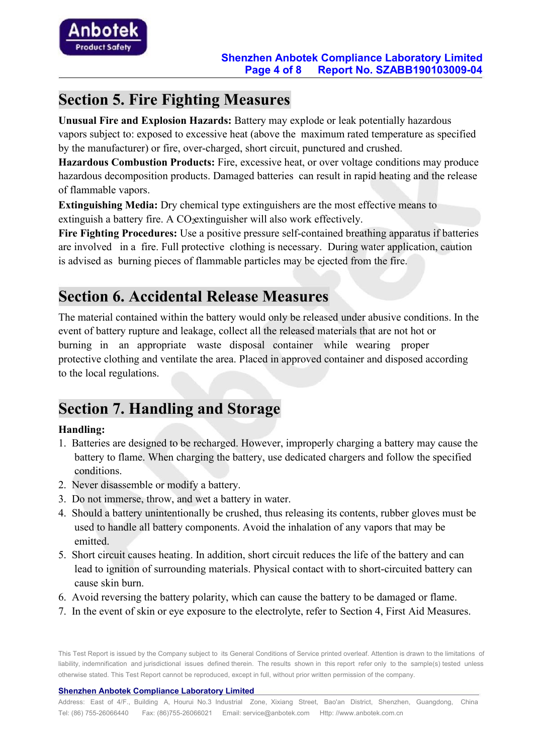## Section 5. Fire Fighting Measures

**Unusual Fire and Explosion Hazards:** Battery may explode or leak potentially hazardous vapors subject to: exposed to excessive heat (above the maximum rated temperature as specified by the manufacturer) or fire, over-charged, short circuit, punctured and crushed.

**Hazardous Combustion Products:** Fire, excessive heat, or over voltage conditions may produce hazardous decomposition products. Damaged batteries can result in rapid heating and the release of flammable vapors.

**Extinguishing Media:** Dry chemical type extinguishers are the most effective means to extinguish a battery fire. A $CO_2$extinguisher will also work effectively.

**Fire Fighting Procedures:** Use a positive pressure self-contained breathing apparatus if batteries are involved in a fire. Full protective clothing is necessary. During water application, caution is advised as burning pieces of flammable particles may be ejected from the fire.

## Section 6. Accidental Release Measures

The material contained within the battery would only be released under abusive conditions. In the event of battery rupture and leakage, collect all the released materials that are not hot or burning in an appropriate waste disposal container while wearing proper protective clothing and ventilate the area. Placed in approved container and disposed according to the local regulations.

## Section 7. Handling and Storage

**Handling:**

1. Batteries are designed to be recharged. However, improperly charging a battery may cause the battery to flame. When charging the battery, use dedicated chargers and follow the specified conditions.
2. Never disassemble or modify a battery.
3. Do not immerse, throw, and wet a battery in water.
4. Should a battery unintentionally be crushed, thus releasing its contents, rubber gloves must be used to handle all battery components. Avoid the inhalation of any vapors that may be emitted.
5. Short circuit causes heating. In addition, short circuit reduces the life of the battery and can lead to ignition of surrounding materials. Physical contact with to short-circuited battery can cause skin burn.
6. Avoid reversing the battery polarity, which can cause the battery to be damaged or flame.
7. In the event of skin or eye exposure to the electrolyte, refer to Section 4, First Aid Measures.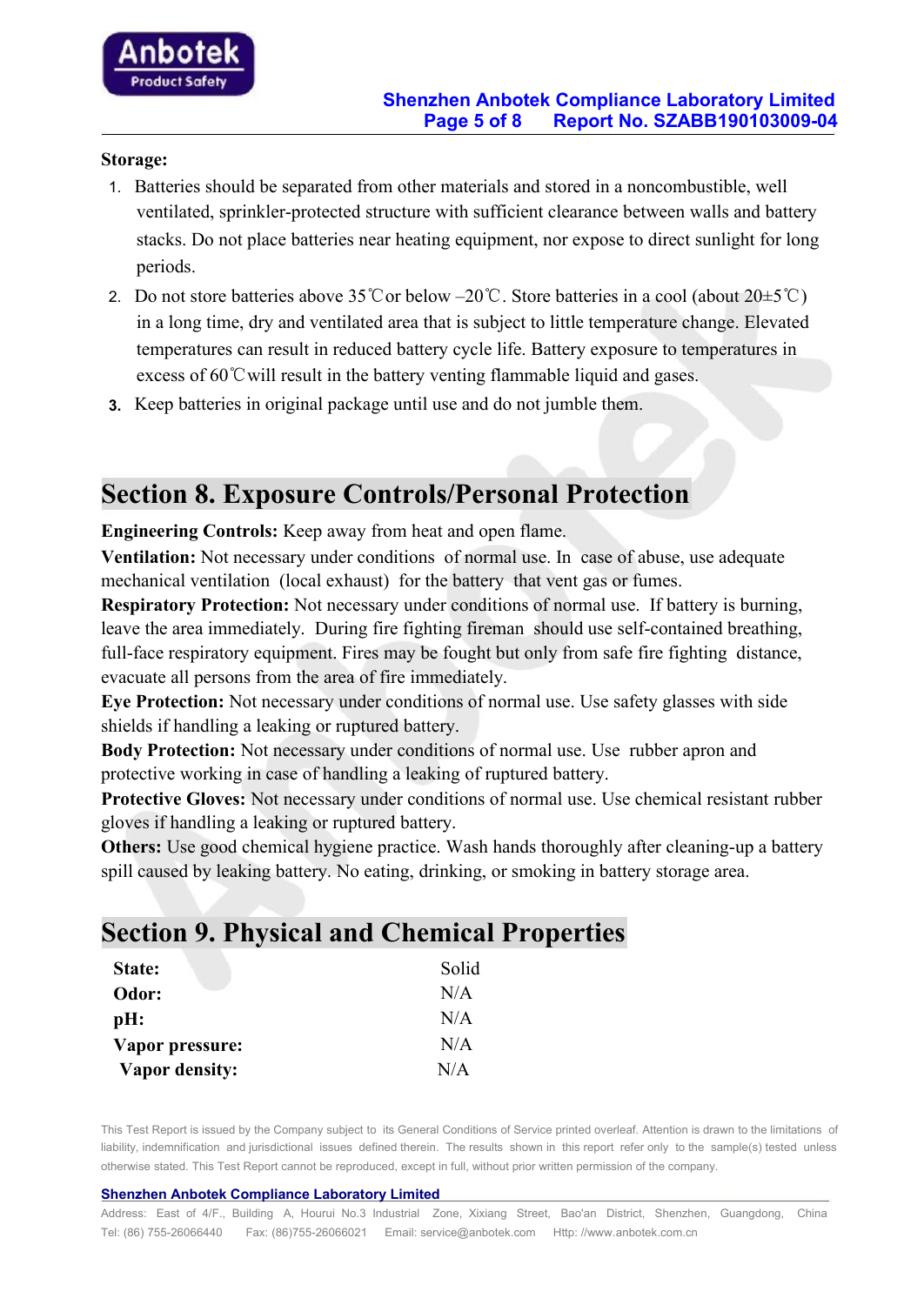**Storage:**

1. Batteries should be separated from other materials and stored in a noncombustible, well ventilated, sprinkler-protected structure with sufficient clearance between walls and battery stacks. Do not place batteries near heating equipment, nor expose to direct sunlight for long periods.
2. Do not store batteries above 35℃or below –20℃. Store batteries in a cool (about 20±5℃) in a long time, dry and ventilated area that is subject to little temperature change. Elevated temperatures can result in reduced battery cycle life. Battery exposure to temperatures in excess of 60℃will result in the battery venting flammable liquid and gases.
3. Keep batteries in original package until use and do not jumble them.

# Section 8. Exposure Controls/Personal Protection

**Engineering Controls:** Keep away from heat and open flame.

**Ventilation:** Not necessary under conditions of normal use. In case of abuse, use adequate mechanical ventilation (local exhaust) for the battery that vent gas or fumes.

**Respiratory Protection:** Not necessary under conditions of normal use. If battery is burning, leave the area immediately. During fire fighting fireman should use self-contained breathing, full-face respiratory equipment. Fires may be fought but only from safe fire fighting distance, evacuate all persons from the area of fire immediately.

**Eye Protection:** Not necessary under conditions of normal use. Use safety glasses with side shields if handling a leaking or ruptured battery.

**Body Protection:** Not necessary under conditions of normal use. Use rubber apron and protective working in case of handling a leaking of ruptured battery.

**Protective Gloves:** Not necessary under conditions of normal use. Use chemical resistant rubber gloves if handling a leaking or ruptured battery.

**Others:** Use good chemical hygiene practice. Wash hands thoroughly after cleaning-up a battery spill caused by leaking battery. No eating, drinking, or smoking in battery storage area.

# Section 9. Physical and Chemical Properties

| | |
|---|---|
| **State:** | Solid |
| **Odor:** | N/A |
| **pH:** | N/A |
| **Vapor pressure:** | N/A |
| **Vapor density:** | N/A |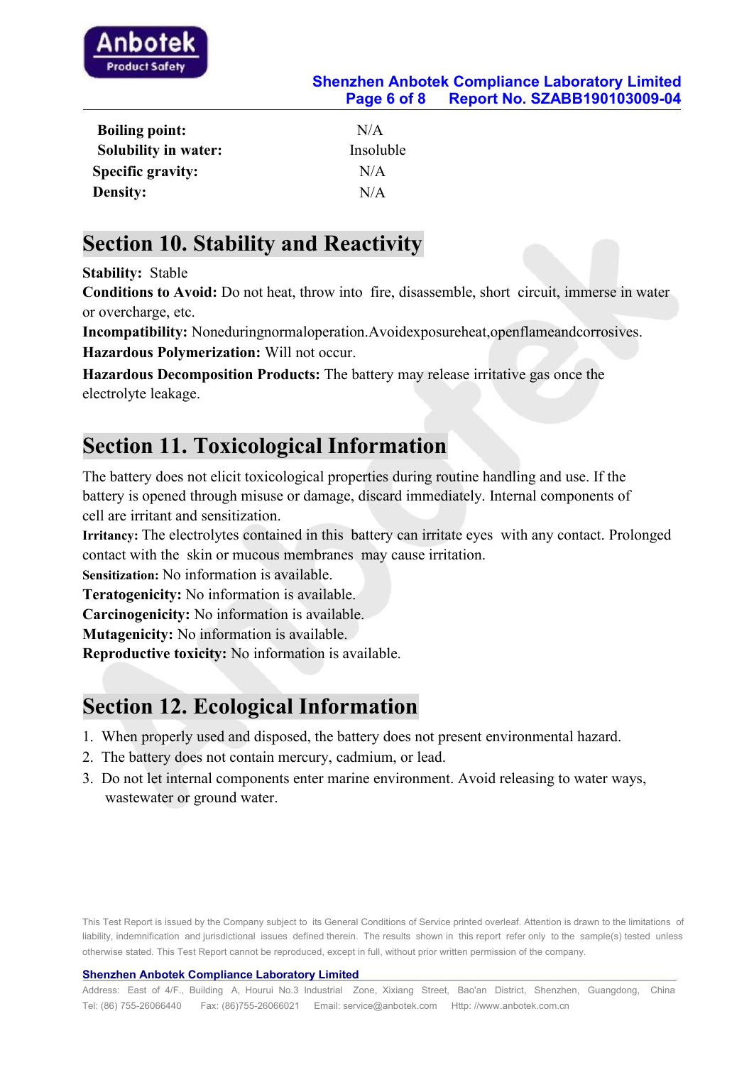| | |
|---|---|
| **Boiling point:** | N/A |
| **Solubility in water:** | Insoluble |
| **Specific gravity:** | N/A |
| **Density:** | N/A |

## Section 10. Stability and Reactivity

**Stability:** Stable

**Conditions to Avoid:** Do not heat, throw into fire, disassemble, short circuit, immerse in water or overcharge, etc.

**Incompatibility:** Noneduringnormaloperation.Avoidexposureheat,openflameandcorrosives.

**Hazardous Polymerization:** Will not occur.

**Hazardous Decomposition Products:** The battery may release irritative gas once the electrolyte leakage.

## Section 11. Toxicological Information

The battery does not elicit toxicological properties during routine handling and use. If the battery is opened through misuse or damage, discard immediately. Internal components of cell are irritant and sensitization.

**Irritancy:** The electrolytes contained in this battery can irritate eyes with any contact. Prolonged contact with the skin or mucous membranes may cause irritation.

**Sensitization:** No information is available.

**Teratogenicity:** No information is available.

**Carcinogenicity:** No information is available.

**Mutagenicity:** No information is available.

**Reproductive toxicity:** No information is available.

## Section 12. Ecological Information

1. When properly used and disposed, the battery does not present environmental hazard.
2. The battery does not contain mercury, cadmium, or lead.
3. Do not let internal components enter marine environment. Avoid releasing to water ways, wastewater or ground water.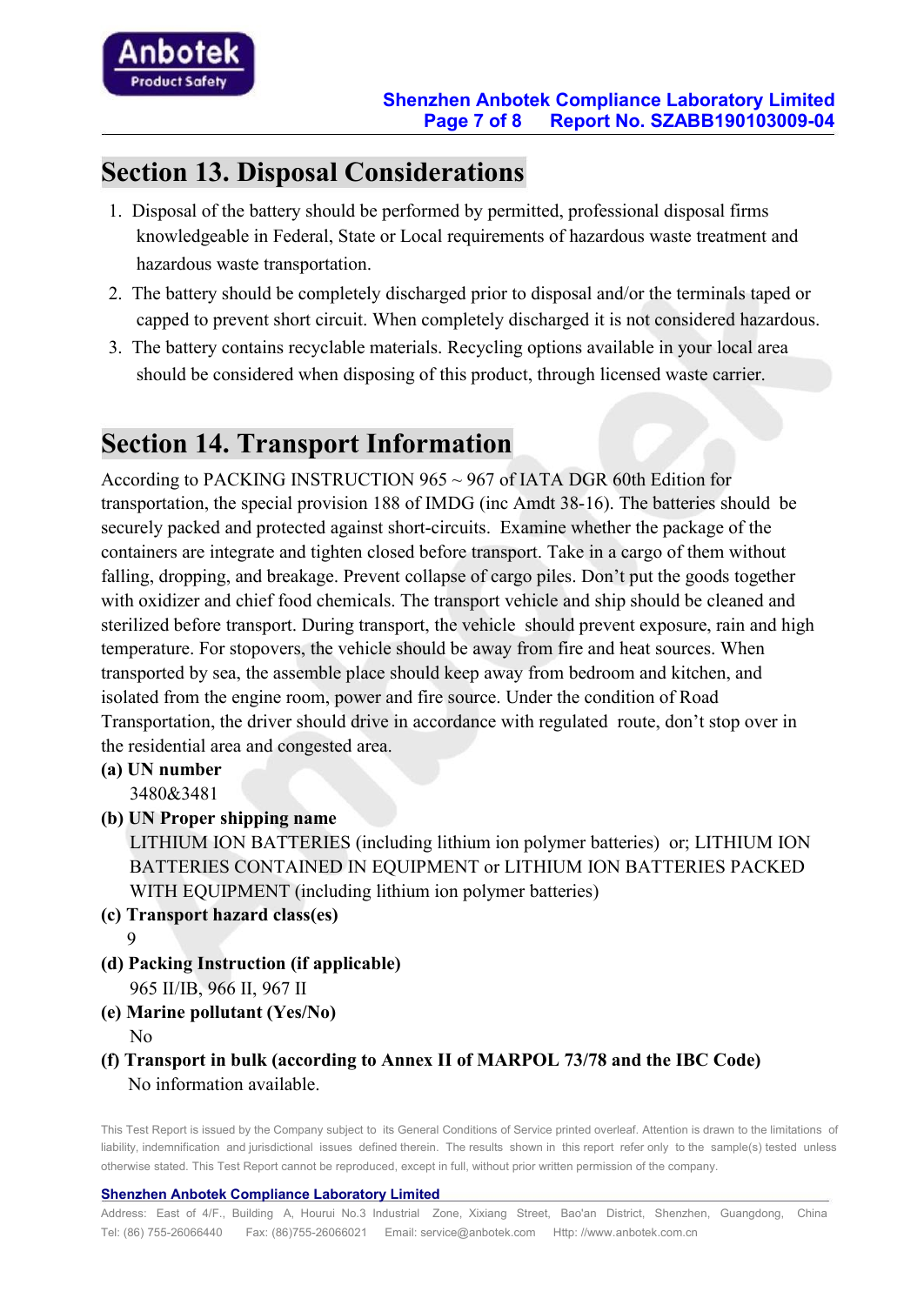## Section 13. Disposal Considerations

1. Disposal of the battery should be performed by permitted, professional disposal firms knowledgeable in Federal, State or Local requirements of hazardous waste treatment and hazardous waste transportation.
2. The battery should be completely discharged prior to disposal and/or the terminals taped or capped to prevent short circuit. When completely discharged it is not considered hazardous.
3. The battery contains recyclable materials. Recycling options available in your local area should be considered when disposing of this product, through licensed waste carrier.

## Section 14. Transport Information

According to PACKING INSTRUCTION 965 ~ 967 of IATA DGR 60th Edition for transportation, the special provision 188 of IMDG (inc Amdt 38-16). The batteries should be securely packed and protected against short-circuits. Examine whether the package of the containers are integrate and tighten closed before transport. Take in a cargo of them without falling, dropping, and breakage. Prevent collapse of cargo piles. Don't put the goods together with oxidizer and chief food chemicals. The transport vehicle and ship should be cleaned and sterilized before transport. During transport, the vehicle should prevent exposure, rain and high temperature. For stopovers, the vehicle should be away from fire and heat sources. When transported by sea, the assemble place should keep away from bedroom and kitchen, and isolated from the engine room, power and fire source. Under the condition of Road Transportation, the driver should drive in accordance with regulated route, don't stop over in the residential area and congested area.

**(a) UN number**

3480&3481

**(b) UN Proper shipping name**

LITHIUM ION BATTERIES (including lithium ion polymer batteries) or; LITHIUM ION BATTERIES CONTAINED IN EQUIPMENT or LITHIUM ION BATTERIES PACKED WITH EQUIPMENT (including lithium ion polymer batteries)

**(c) Transport hazard class(es)**

9

**(d) Packing Instruction (if applicable)**

965 II/IB, 966 II, 967 II

**(e) Marine pollutant (Yes/No)**

No

**(f) Transport in bulk (according to Annex II of MARPOL 73/78 and the IBC Code)**

No information available.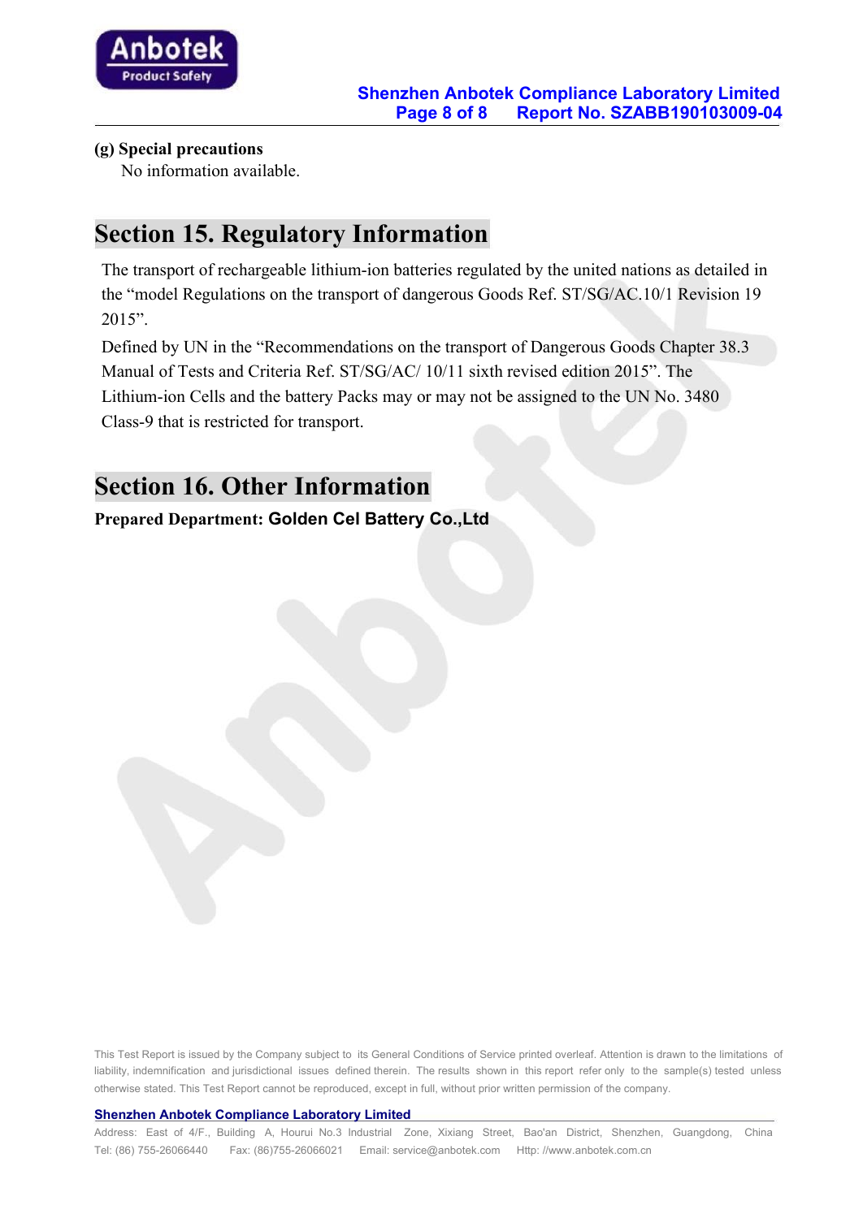**(g) Special precautions**

No information available.

## Section 15. Regulatory Information

The transport of rechargeable lithium-ion batteries regulated by the united nations as detailed in the "model Regulations on the transport of dangerous Goods Ref. ST/SG/AC.10/1 Revision 19 2015".

Defined by UN in the "Recommendations on the transport of Dangerous Goods Chapter 38.3 Manual of Tests and Criteria Ref. ST/SG/AC/ 10/11 sixth revised edition 2015". The Lithium-ion Cells and the battery Packs may or may not be assigned to the UN No. 3480 Class-9 that is restricted for transport.

## Section 16. Other Information

**Prepared Department: Golden Cel Battery Co.,Ltd**

This Test Report is issued by the Company subject to its General Conditions of Service printed overleaf. Attention is drawn to the limitations of liability, indemnification and jurisdictional issues defined therein. The results shown in this report refer only to the sample(s) tested unless otherwise stated. This Test Report cannot be reproduced, except in full, without prior written permission of the company.

**Shenzhen Anbotek Compliance Laboratory Limited**

Address: East of 4/F., Building A, Hourui No.3 Industrial Zone, Xixiang Street, Bao'an District, Shenzhen, Guangdong, China

Tel: (86) 755-26066440 Fax: (86)755-26066021 Email: service@anbotek.com Http: //www.anbotek.com.cn